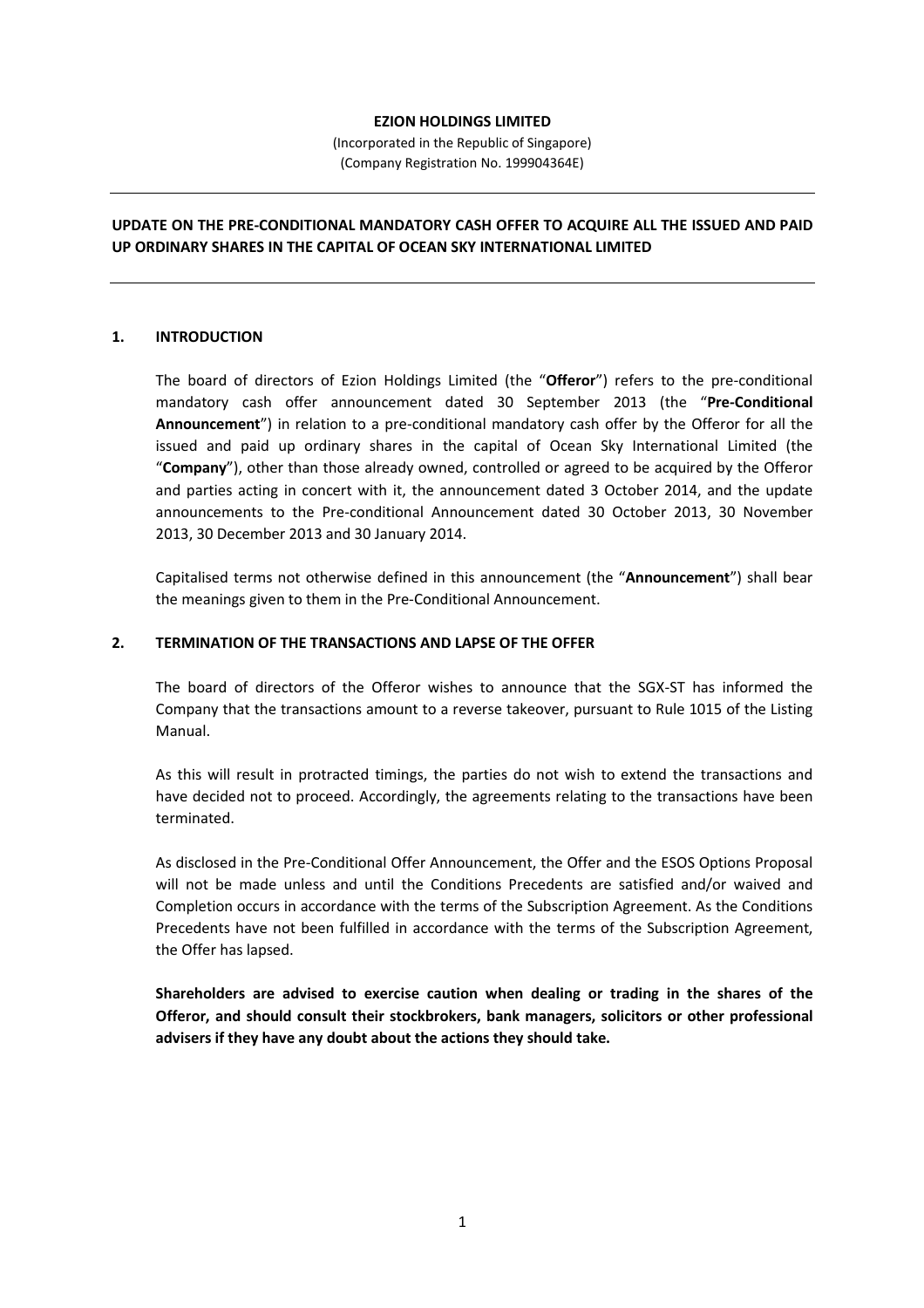**EZION HOLDINGS LIMITED**

(Incorporated in the Republic of Singapore)
(Company Registration No. 199904364E)

---

**UPDATE ON THE PRE-CONDITIONAL MANDATORY CASH OFFER TO ACQUIRE ALL THE ISSUED AND PAID UP ORDINARY SHARES IN THE CAPITAL OF OCEAN SKY INTERNATIONAL LIMITED**

---

## 1. INTRODUCTION

The board of directors of Ezion Holdings Limited (the "**Offeror**") refers to the pre-conditional mandatory cash offer announcement dated 30 September 2013 (the "**Pre-Conditional Announcement**") in relation to a pre-conditional mandatory cash offer by the Offeror for all the issued and paid up ordinary shares in the capital of Ocean Sky International Limited (the "**Company**"), other than those already owned, controlled or agreed to be acquired by the Offeror and parties acting in concert with it, the announcement dated 3 October 2014, and the update announcements to the Pre-conditional Announcement dated 30 October 2013, 30 November 2013, 30 December 2013 and 30 January 2014.

Capitalised terms not otherwise defined in this announcement (the "**Announcement**") shall bear the meanings given to them in the Pre-Conditional Announcement.

## 2. TERMINATION OF THE TRANSACTIONS AND LAPSE OF THE OFFER

The board of directors of the Offeror wishes to announce that the SGX-ST has informed the Company that the transactions amount to a reverse takeover, pursuant to Rule 1015 of the Listing Manual.

As this will result in protracted timings, the parties do not wish to extend the transactions and have decided not to proceed. Accordingly, the agreements relating to the transactions have been terminated.

As disclosed in the Pre-Conditional Offer Announcement, the Offer and the ESOS Options Proposal will not be made unless and until the Conditions Precedents are satisfied and/or waived and Completion occurs in accordance with the terms of the Subscription Agreement. As the Conditions Precedents have not been fulfilled in accordance with the terms of the Subscription Agreement, the Offer has lapsed.

**Shareholders are advised to exercise caution when dealing or trading in the shares of the Offeror, and should consult their stockbrokers, bank managers, solicitors or other professional advisers if they have any doubt about the actions they should take.**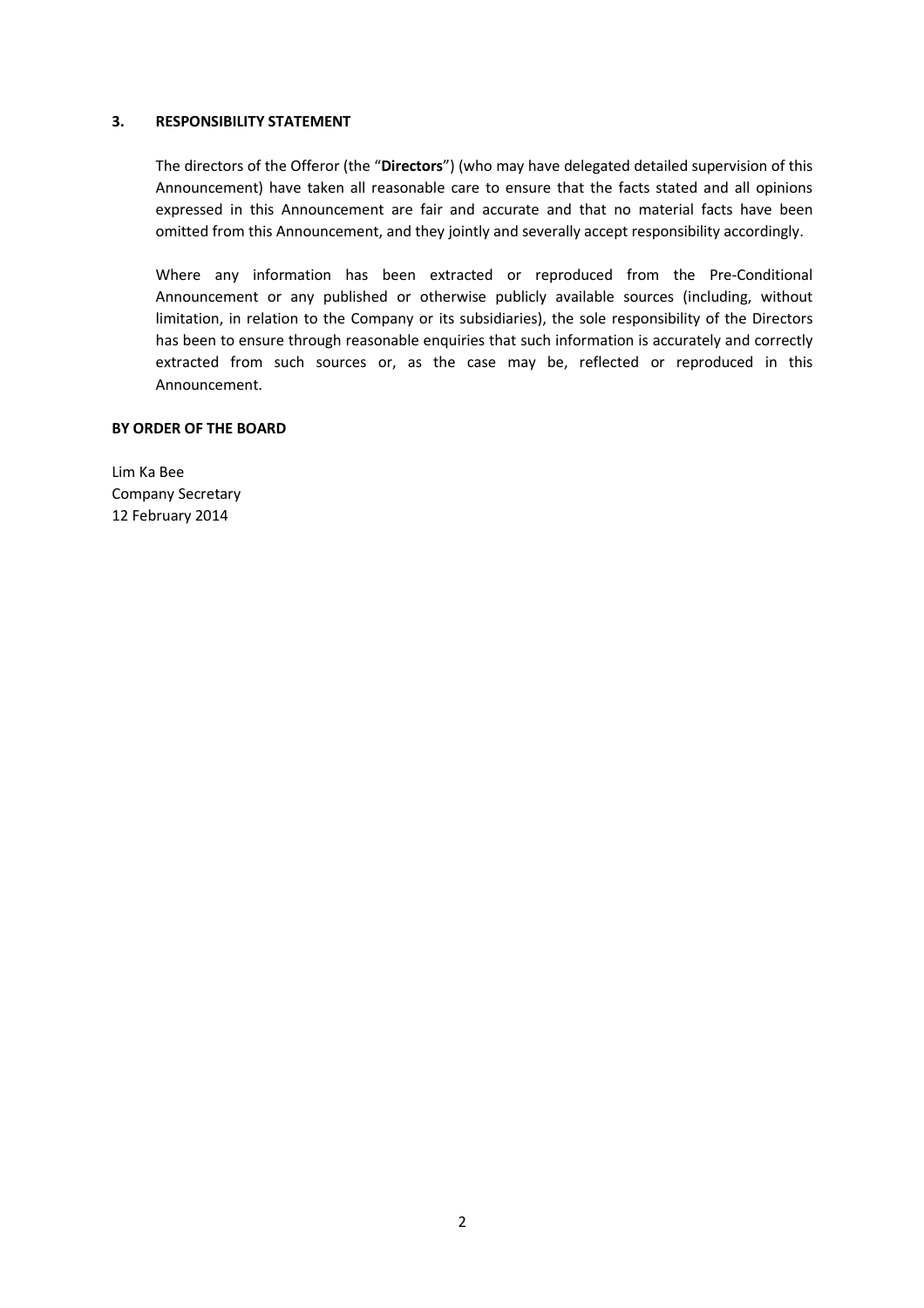## 3. RESPONSIBILITY STATEMENT

The directors of the Offeror (the "**Directors**") (who may have delegated detailed supervision of this Announcement) have taken all reasonable care to ensure that the facts stated and all opinions expressed in this Announcement are fair and accurate and that no material facts have been omitted from this Announcement, and they jointly and severally accept responsibility accordingly.

Where any information has been extracted or reproduced from the Pre-Conditional Announcement or any published or otherwise publicly available sources (including, without limitation, in relation to the Company or its subsidiaries), the sole responsibility of the Directors has been to ensure through reasonable enquiries that such information is accurately and correctly extracted from such sources or, as the case may be, reflected or reproduced in this Announcement.

**BY ORDER OF THE BOARD**

Lim Ka Bee
Company Secretary
12 February 2014